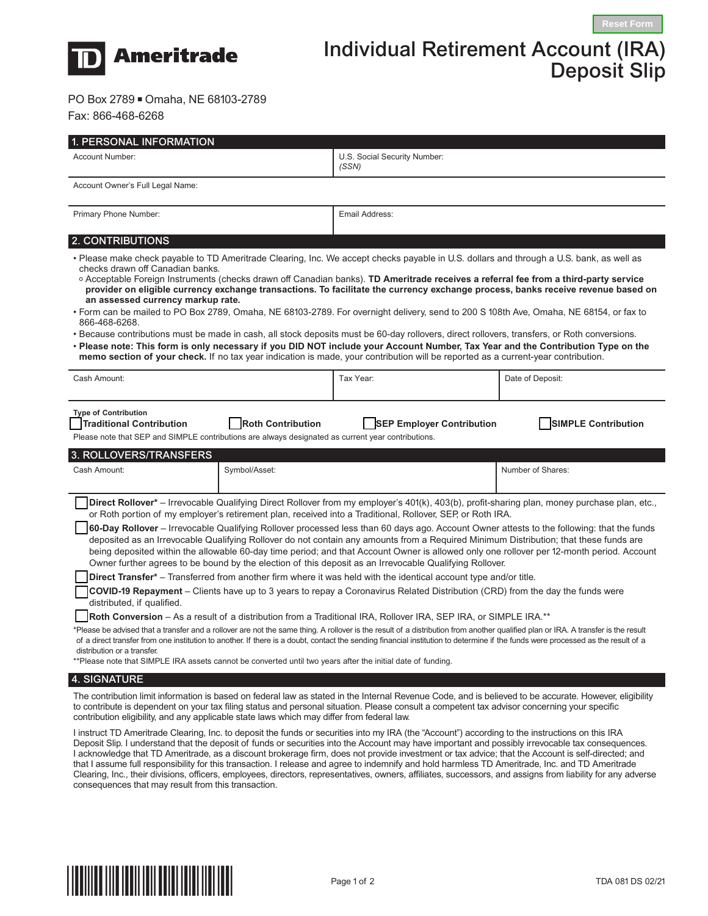# TD Ameritrade

# Individual Retirement Account (IRA) Deposit Slip

PO Box 2789 ▪ Omaha, NE 68103-2789
Fax: 866-468-6268

## 1. PERSONAL INFORMATION

| Account Number: | U.S. Social Security Number: *(SSN)* |
|---|---|
| Account Owner's Full Legal Name: | |
| Primary Phone Number: | Email Address: |

## 2. CONTRIBUTIONS

- Please make check payable to TD Ameritrade Clearing, Inc. We accept checks payable in U.S. dollars and through a U.S. bank, as well as checks drawn off Canadian banks.
  - Acceptable Foreign Instruments (checks drawn off Canadian banks). **TD Ameritrade receives a referral fee from a third-party service provider on eligible currency exchange transactions. To facilitate the currency exchange process, banks receive revenue based on an assessed currency markup rate.**
- Form can be mailed to PO Box 2789, Omaha, NE 68103-2789. For overnight delivery, send to 200 S 108th Ave, Omaha, NE 68154, or fax to 866-468-6268.
- Because contributions must be made in cash, all stock deposits must be 60-day rollovers, direct rollovers, transfers, or Roth conversions.
- **Please note: This form is only necessary if you DID NOT include your Account Number, Tax Year and the Contribution Type on the memo section of your check.** If no tax year indication is made, your contribution will be reported as a current-year contribution.

| Cash Amount: | Tax Year: | Date of Deposit: |
|---|---|---|
| | | |

**Type of Contribution**

☐ **Traditional Contribution** ☐ **Roth Contribution** ☐ **SEP Employer Contribution** ☐ **SIMPLE Contribution**

Please note that SEP and SIMPLE contributions are always designated as current year contributions.

## 3. ROLLOVERS/TRANSFERS

| Cash Amount: | Symbol/Asset: | Number of Shares: |
|---|---|---|
| | | |

☐ **Direct Rollover*** – Irrevocable Qualifying Direct Rollover from my employer's 401(k), 403(b), profit-sharing plan, money purchase plan, etc., or Roth portion of my employer's retirement plan, received into a Traditional, Rollover, SEP, or Roth IRA.

☐ **60-Day Rollover** – Irrevocable Qualifying Rollover processed less than 60 days ago. Account Owner attests to the following: that the funds deposited as an Irrevocable Qualifying Rollover do not contain any amounts from a Required Minimum Distribution; that these funds are being deposited within the allowable 60-day time period; and that Account Owner is allowed only one rollover per 12-month period. Account Owner further agrees to be bound by the election of this deposit as an Irrevocable Qualifying Rollover.

☐ **Direct Transfer*** – Transferred from another firm where it was held with the identical account type and/or title.

☐ **COVID-19 Repayment** – Clients have up to 3 years to repay a Coronavirus Related Distribution (CRD) from the day the funds were distributed, if qualified.

☐ **Roth Conversion** – As a result of a distribution from a Traditional IRA, Rollover IRA, SEP IRA, or SIMPLE IRA.**

*Please be advised that a transfer and a rollover are not the same thing. A rollover is the result of a distribution from another qualified plan or IRA. A transfer is the result of a direct transfer from one institution to another. If there is a doubt, contact the sending financial institution to determine if the funds were processed as the result of a distribution or a transfer.

**Please note that SIMPLE IRA assets cannot be converted until two years after the initial date of funding.

## 4. SIGNATURE

The contribution limit information is based on federal law as stated in the Internal Revenue Code, and is believed to be accurate. However, eligibility to contribute is dependent on your tax filing status and personal situation. Please consult a competent tax advisor concerning your specific contribution eligibility, and any applicable state laws which may differ from federal law.

I instruct TD Ameritrade Clearing, Inc. to deposit the funds or securities into my IRA (the "Account") according to the instructions on this IRA Deposit Slip. I understand that the deposit of funds or securities into the Account may have important and possibly irrevocable tax consequences. I acknowledge that TD Ameritrade, as a discount brokerage firm, does not provide investment or tax advice; that the Account is self-directed; and that I assume full responsibility for this transaction. I release and agree to indemnify and hold harmless TD Ameritrade, Inc. and TD Ameritrade Clearing, Inc., their divisions, officers, employees, directors, representatives, owners, affiliates, successors, and assigns from liability for any adverse consequences that may result from this transaction.

TDA 081 DS 02/21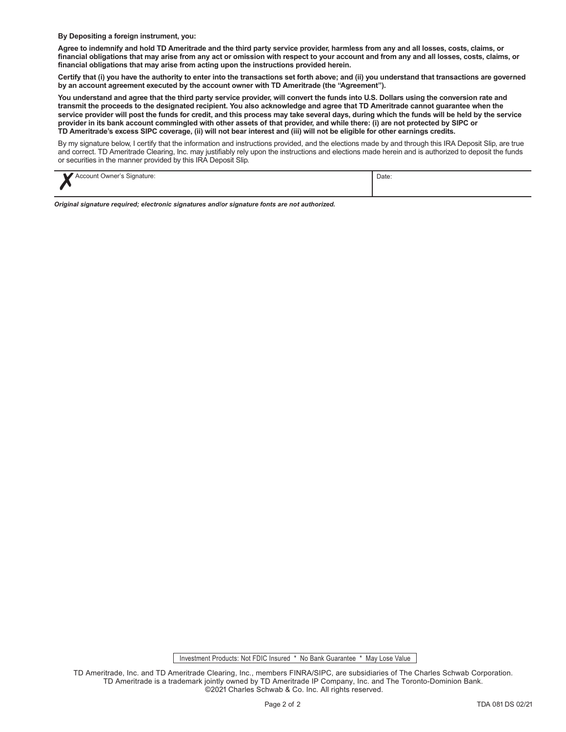**By Depositing a foreign instrument, you:**

**Agree to indemnify and hold TD Ameritrade and the third party service provider, harmless from any and all losses, costs, claims, or financial obligations that may arise from any act or omission with respect to your account and from any and all losses, costs, claims, or financial obligations that may arise from acting upon the instructions provided herein.**

**Certify that (i) you have the authority to enter into the transactions set forth above; and (ii) you understand that transactions are governed by an account agreement executed by the account owner with TD Ameritrade (the "Agreement").**

**You understand and agree that the third party service provider, will convert the funds into U.S. Dollars using the conversion rate and transmit the proceeds to the designated recipient. You also acknowledge and agree that TD Ameritrade cannot guarantee when the service provider will post the funds for credit, and this process may take several days, during which the funds will be held by the service provider in its bank account commingled with other assets of that provider, and while there: (i) are not protected by SIPC or TD Ameritrade's excess SIPC coverage, (ii) will not bear interest and (iii) will not be eligible for other earnings credits.**

By my signature below, I certify that the information and instructions provided, and the elections made by and through this IRA Deposit Slip, are true and correct. TD Ameritrade Clearing, Inc. may justifiably rely upon the instructions and elections made herein and is authorized to deposit the funds or securities in the manner provided by this IRA Deposit Slip.

| | |
|---|---|
| ✗ Account Owner's Signature: | Date: |

***Original signature required; electronic signatures and/or signature fonts are not authorized.***

Investment Products: Not FDIC Insured * No Bank Guarantee * May Lose Value

TD Ameritrade, Inc. and TD Ameritrade Clearing, Inc., members FINRA/SIPC, are subsidiaries of The Charles Schwab Corporation.
TD Ameritrade is a trademark jointly owned by TD Ameritrade IP Company, Inc. and The Toronto-Dominion Bank.
©2021 Charles Schwab & Co. Inc. All rights reserved.

TDA 081 DS 02/21